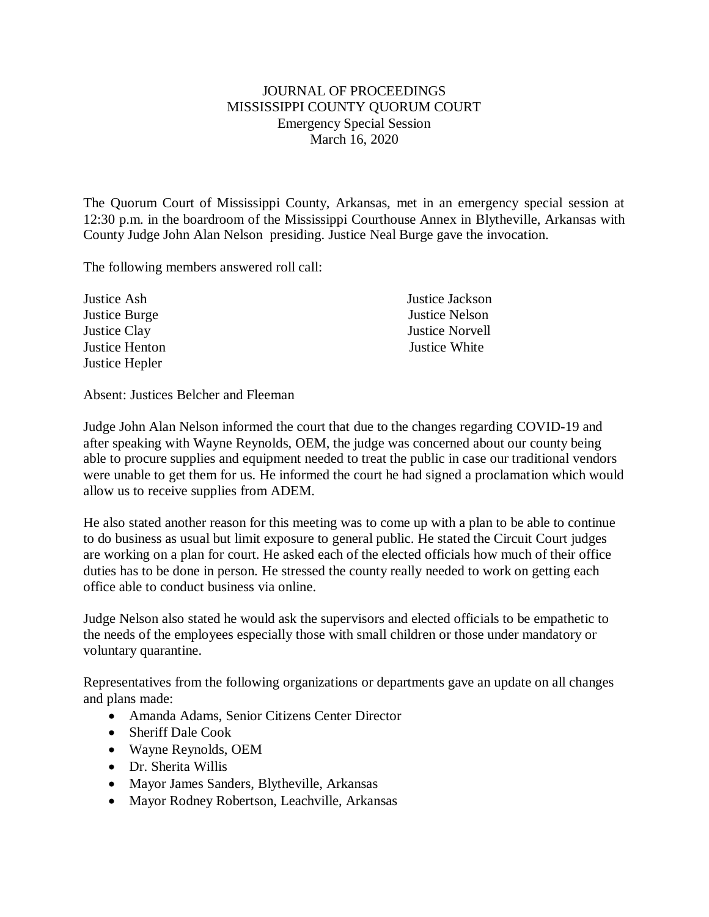# JOURNAL OF PROCEEDINGS
## MISSISSIPPI COUNTY QUORUM COURT
### Emergency Special Session
### March 16, 2020

The Quorum Court of Mississippi County, Arkansas, met in an emergency special session at 12:30 p.m. in the boardroom of the Mississippi Courthouse Annex in Blytheville, Arkansas with County Judge John Alan Nelson presiding. Justice Neal Burge gave the invocation.

The following members answered roll call:

Justice Ash
Justice Burge
Justice Clay
Justice Henton
Justice Hepler
Justice Jackson
Justice Nelson
Justice Norvell
Justice White

Absent: Justices Belcher and Fleeman

Judge John Alan Nelson informed the court that due to the changes regarding COVID-19 and after speaking with Wayne Reynolds, OEM, the judge was concerned about our county being able to procure supplies and equipment needed to treat the public in case our traditional vendors were unable to get them for us. He informed the court he had signed a proclamation which would allow us to receive supplies from ADEM.

He also stated another reason for this meeting was to come up with a plan to be able to continue to do business as usual but limit exposure to general public. He stated the Circuit Court judges are working on a plan for court. He asked each of the elected officials how much of their office duties has to be done in person. He stressed the county really needed to work on getting each office able to conduct business via online.

Judge Nelson also stated he would ask the supervisors and elected officials to be empathetic to the needs of the employees especially those with small children or those under mandatory or voluntary quarantine.

Representatives from the following organizations or departments gave an update on all changes and plans made:

- Amanda Adams, Senior Citizens Center Director
- Sheriff Dale Cook
- Wayne Reynolds, OEM
- Dr. Sherita Willis
- Mayor James Sanders, Blytheville, Arkansas
- Mayor Rodney Robertson, Leachville, Arkansas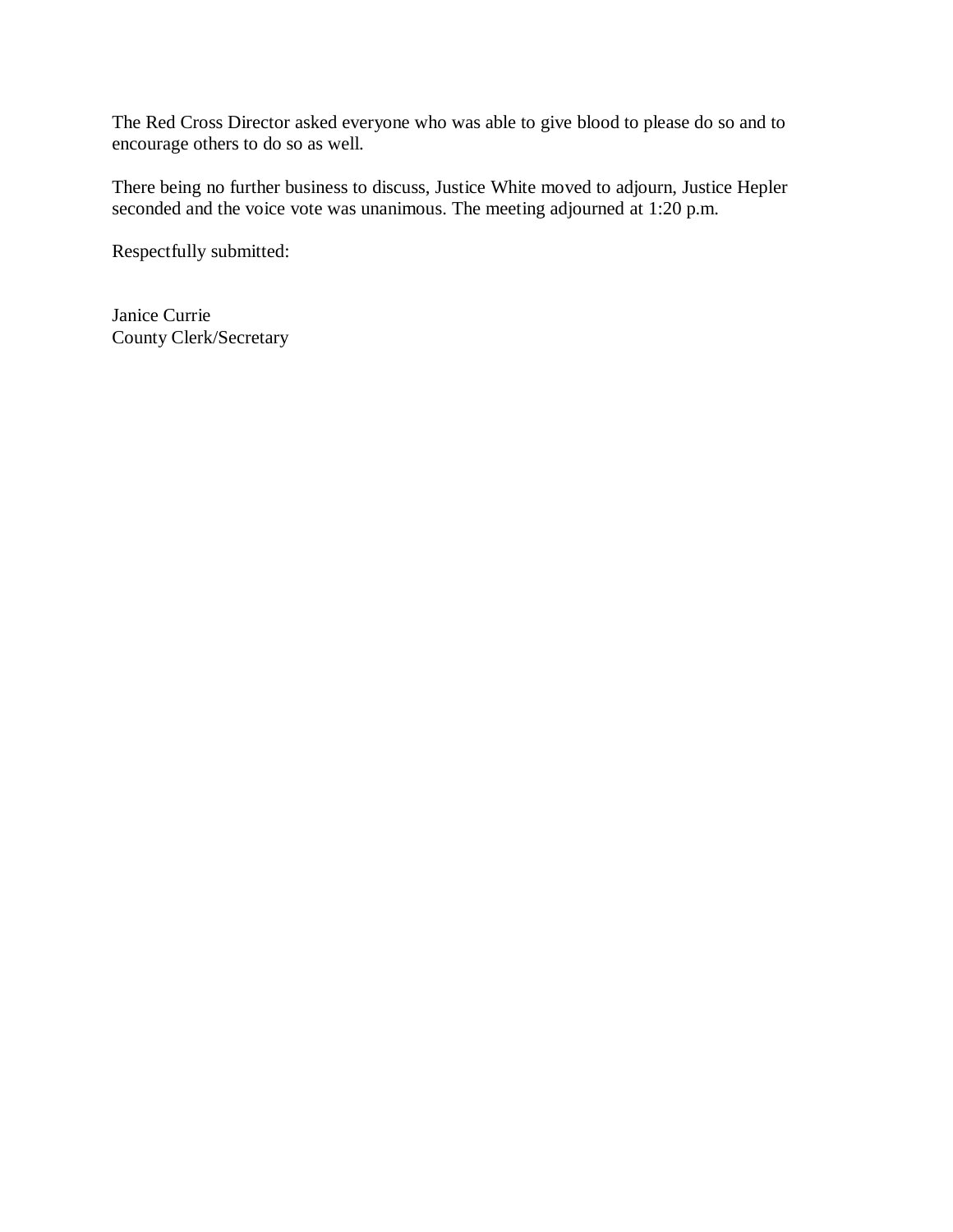The Red Cross Director asked everyone who was able to give blood to please do so and to encourage others to do so as well.

There being no further business to discuss, Justice White moved to adjourn, Justice Hepler seconded and the voice vote was unanimous. The meeting adjourned at 1:20 p.m.

Respectfully submitted:

Janice Currie
County Clerk/Secretary